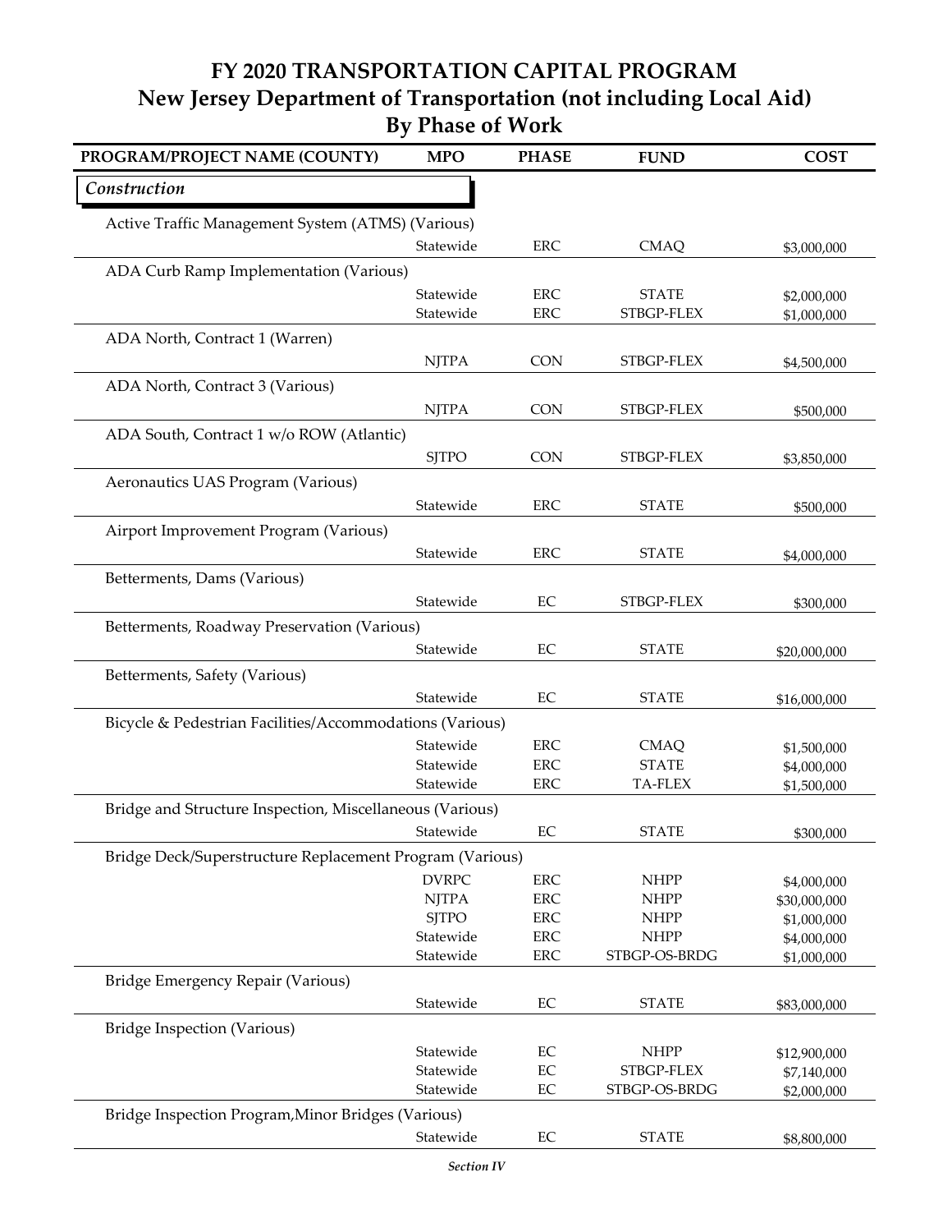# FY 2020 TRANSPORTATION CAPITAL PROGRAM
## New Jersey Department of Transportation (not including Local Aid)
## By Phase of Work

| PROGRAM/PROJECT NAME (COUNTY) | MPO | PHASE | FUND | COST |
|---|---|---|---|---|
| ***Construction*** | | | | |
| Active Traffic Management System (ATMS) (Various) | | | | |
| | Statewide | ERC | CMAQ | $3,000,000 |
| ADA Curb Ramp Implementation (Various) | | | | |
| | Statewide | ERC | STATE | $2,000,000 |
| | Statewide | ERC | STBGP-FLEX | $1,000,000 |
| ADA North, Contract 1 (Warren) | | | | |
| | NJTPA | CON | STBGP-FLEX | $4,500,000 |
| ADA North, Contract 3 (Various) | | | | |
| | NJTPA | CON | STBGP-FLEX | $500,000 |
| ADA South, Contract 1 w/o ROW (Atlantic) | | | | |
| | SJTPO | CON | STBGP-FLEX | $3,850,000 |
| Aeronautics UAS Program (Various) | | | | |
| | Statewide | ERC | STATE | $500,000 |
| Airport Improvement Program (Various) | | | | |
| | Statewide | ERC | STATE | $4,000,000 |
| Betterments, Dams (Various) | | | | |
| | Statewide | EC | STBGP-FLEX | $300,000 |
| Betterments, Roadway Preservation (Various) | | | | |
| | Statewide | EC | STATE | $20,000,000 |
| Betterments, Safety (Various) | | | | |
| | Statewide | EC | STATE | $16,000,000 |
| Bicycle & Pedestrian Facilities/Accommodations (Various) | | | | |
| | Statewide | ERC | CMAQ | $1,500,000 |
| | Statewide | ERC | STATE | $4,000,000 |
| | Statewide | ERC | TA-FLEX | $1,500,000 |
| Bridge and Structure Inspection, Miscellaneous (Various) | | | | |
| | Statewide | EC | STATE | $300,000 |
| Bridge Deck/Superstructure Replacement Program (Various) | | | | |
| | DVRPC | ERC | NHPP | $4,000,000 |
| | NJTPA | ERC | NHPP | $30,000,000 |
| | SJTPO | ERC | NHPP | $1,000,000 |
| | Statewide | ERC | NHPP | $4,000,000 |
| | Statewide | ERC | STBGP-OS-BRDG | $1,000,000 |
| Bridge Emergency Repair (Various) | | | | |
| | Statewide | EC | STATE | $83,000,000 |
| Bridge Inspection (Various) | | | | |
| | Statewide | EC | NHPP | $12,900,000 |
| | Statewide | EC | STBGP-FLEX | $7,140,000 |
| | Statewide | EC | STBGP-OS-BRDG | $2,000,000 |
| Bridge Inspection Program,Minor Bridges (Various) | | | | |
| | Statewide | EC | STATE | $8,800,000 |

*Section IV*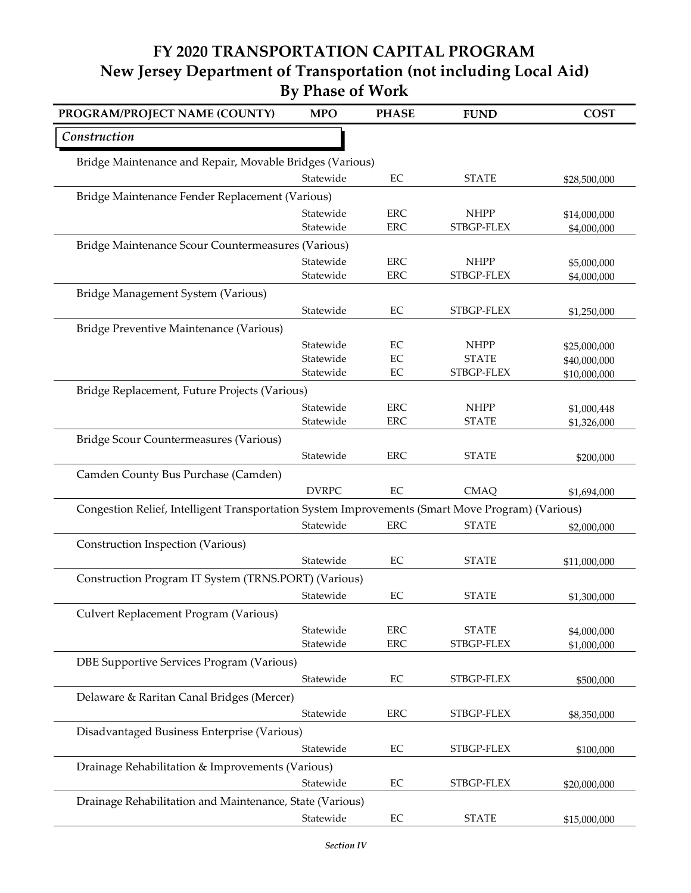# FY 2020 TRANSPORTATION CAPITAL PROGRAM
## New Jersey Department of Transportation (not including Local Aid)
## By Phase of Work

| PROGRAM/PROJECT NAME (COUNTY) | MPO | PHASE | FUND | COST |
|---|---|---|---|---|
| ***Construction*** | | | | |
| Bridge Maintenance and Repair, Movable Bridges (Various) | | | | |
| | Statewide | EC | STATE | $28,500,000 |
| Bridge Maintenance Fender Replacement (Various) | | | | |
| | Statewide | ERC | NHPP | $14,000,000 |
| | Statewide | ERC | STBGP-FLEX | $4,000,000 |
| Bridge Maintenance Scour Countermeasures (Various) | | | | |
| | Statewide | ERC | NHPP | $5,000,000 |
| | Statewide | ERC | STBGP-FLEX | $4,000,000 |
| Bridge Management System (Various) | | | | |
| | Statewide | EC | STBGP-FLEX | $1,250,000 |
| Bridge Preventive Maintenance (Various) | | | | |
| | Statewide | EC | NHPP | $25,000,000 |
| | Statewide | EC | STATE | $40,000,000 |
| | Statewide | EC | STBGP-FLEX | $10,000,000 |
| Bridge Replacement, Future Projects (Various) | | | | |
| | Statewide | ERC | NHPP | $1,000,448 |
| | Statewide | ERC | STATE | $1,326,000 |
| Bridge Scour Countermeasures (Various) | | | | |
| | Statewide | ERC | STATE | $200,000 |
| Camden County Bus Purchase (Camden) | | | | |
| | DVRPC | EC | CMAQ | $1,694,000 |
| Congestion Relief, Intelligent Transportation System Improvements (Smart Move Program) (Various) | | | | |
| | Statewide | ERC | STATE | $2,000,000 |
| Construction Inspection (Various) | | | | |
| | Statewide | EC | STATE | $11,000,000 |
| Construction Program IT System (TRNS.PORT) (Various) | | | | |
| | Statewide | EC | STATE | $1,300,000 |
| Culvert Replacement Program (Various) | | | | |
| | Statewide | ERC | STATE | $4,000,000 |
| | Statewide | ERC | STBGP-FLEX | $1,000,000 |
| DBE Supportive Services Program (Various) | | | | |
| | Statewide | EC | STBGP-FLEX | $500,000 |
| Delaware & Raritan Canal Bridges (Mercer) | | | | |
| | Statewide | ERC | STBGP-FLEX | $8,350,000 |
| Disadvantaged Business Enterprise (Various) | | | | |
| | Statewide | EC | STBGP-FLEX | $100,000 |
| Drainage Rehabilitation & Improvements (Various) | | | | |
| | Statewide | EC | STBGP-FLEX | $20,000,000 |
| Drainage Rehabilitation and Maintenance, State (Various) | | | | |
| | Statewide | EC | STATE | $15,000,000 |

*Section IV*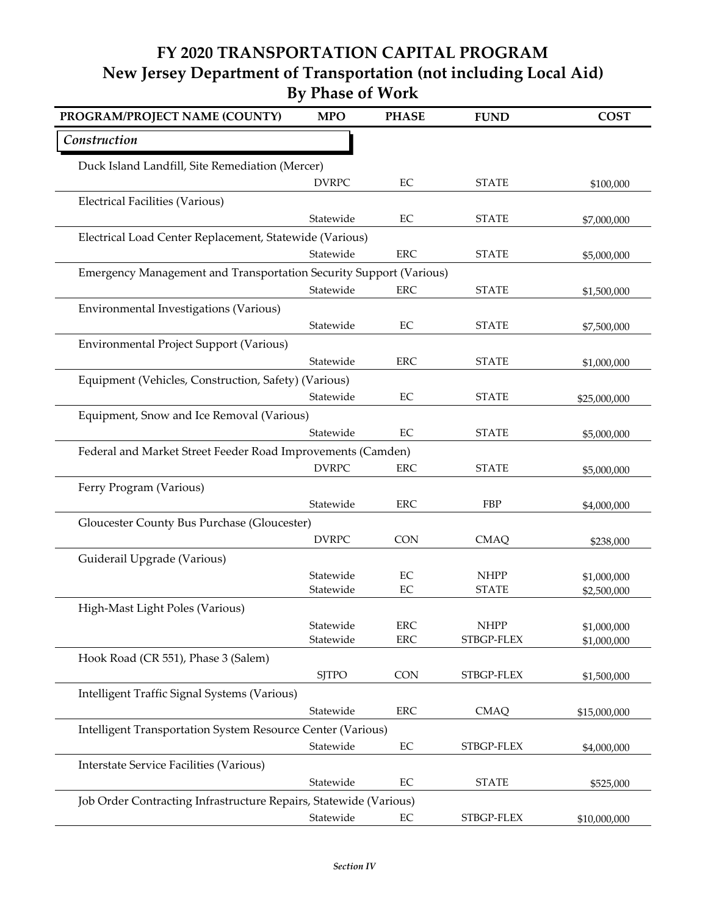# FY 2020 TRANSPORTATION CAPITAL PROGRAM
## New Jersey Department of Transportation (not including Local Aid)
## By Phase of Work

| PROGRAM/PROJECT NAME (COUNTY) | MPO | PHASE | FUND | COST |
|---|---|---|---|---|
| ***Construction*** | | | | |
| Duck Island Landfill, Site Remediation (Mercer) | | | | |
| | DVRPC | EC | STATE | $100,000 |
| Electrical Facilities (Various) | | | | |
| | Statewide | EC | STATE | $7,000,000 |
| Electrical Load Center Replacement, Statewide (Various) | | | | |
| | Statewide | ERC | STATE | $5,000,000 |
| Emergency Management and Transportation Security Support (Various) | | | | |
| | Statewide | ERC | STATE | $1,500,000 |
| Environmental Investigations (Various) | | | | |
| | Statewide | EC | STATE | $7,500,000 |
| Environmental Project Support (Various) | | | | |
| | Statewide | ERC | STATE | $1,000,000 |
| Equipment (Vehicles, Construction, Safety) (Various) | | | | |
| | Statewide | EC | STATE | $25,000,000 |
| Equipment, Snow and Ice Removal (Various) | | | | |
| | Statewide | EC | STATE | $5,000,000 |
| Federal and Market Street Feeder Road Improvements (Camden) | | | | |
| | DVRPC | ERC | STATE | $5,000,000 |
| Ferry Program (Various) | | | | |
| | Statewide | ERC | FBP | $4,000,000 |
| Gloucester County Bus Purchase (Gloucester) | | | | |
| | DVRPC | CON | CMAQ | $238,000 |
| Guiderail Upgrade (Various) | | | | |
| | Statewide | EC | NHPP | $1,000,000 |
| | Statewide | EC | STATE | $2,500,000 |
| High-Mast Light Poles (Various) | | | | |
| | Statewide | ERC | NHPP | $1,000,000 |
| | Statewide | ERC | STBGP-FLEX | $1,000,000 |
| Hook Road (CR 551), Phase 3 (Salem) | | | | |
| | SJTPO | CON | STBGP-FLEX | $1,500,000 |
| Intelligent Traffic Signal Systems (Various) | | | | |
| | Statewide | ERC | CMAQ | $15,000,000 |
| Intelligent Transportation System Resource Center (Various) | | | | |
| | Statewide | EC | STBGP-FLEX | $4,000,000 |
| Interstate Service Facilities (Various) | | | | |
| | Statewide | EC | STATE | $525,000 |
| Job Order Contracting Infrastructure Repairs, Statewide (Various) | | | | |
| | Statewide | EC | STBGP-FLEX | $10,000,000 |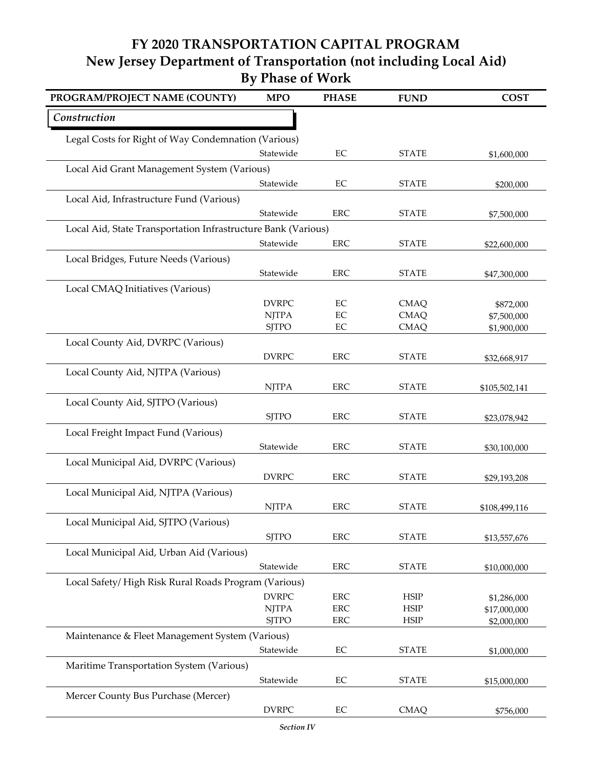# FY 2020 TRANSPORTATION CAPITAL PROGRAM
## New Jersey Department of Transportation (not including Local Aid)
## By Phase of Work

| PROGRAM/PROJECT NAME (COUNTY) | MPO | PHASE | FUND | COST |
|---|---|---|---|---|
| ***Construction*** | | | | |
| Legal Costs for Right of Way Condemnation (Various) | | | | |
| | Statewide | EC | STATE | $1,600,000 |
| Local Aid Grant Management System (Various) | | | | |
| | Statewide | EC | STATE | $200,000 |
| Local Aid, Infrastructure Fund (Various) | | | | |
| | Statewide | ERC | STATE | $7,500,000 |
| Local Aid, State Transportation Infrastructure Bank (Various) | | | | |
| | Statewide | ERC | STATE | $22,600,000 |
| Local Bridges, Future Needs (Various) | | | | |
| | Statewide | ERC | STATE | $47,300,000 |
| Local CMAQ Initiatives (Various) | | | | |
| | DVRPC | EC | CMAQ | $872,000 |
| | NJTPA | EC | CMAQ | $7,500,000 |
| | SJTPO | EC | CMAQ | $1,900,000 |
| Local County Aid, DVRPC (Various) | | | | |
| | DVRPC | ERC | STATE | $32,668,917 |
| Local County Aid, NJTPA (Various) | | | | |
| | NJTPA | ERC | STATE | $105,502,141 |
| Local County Aid, SJTPO (Various) | | | | |
| | SJTPO | ERC | STATE | $23,078,942 |
| Local Freight Impact Fund (Various) | | | | |
| | Statewide | ERC | STATE | $30,100,000 |
| Local Municipal Aid, DVRPC (Various) | | | | |
| | DVRPC | ERC | STATE | $29,193,208 |
| Local Municipal Aid, NJTPA (Various) | | | | |
| | NJTPA | ERC | STATE | $108,499,116 |
| Local Municipal Aid, SJTPO (Various) | | | | |
| | SJTPO | ERC | STATE | $13,557,676 |
| Local Municipal Aid, Urban Aid (Various) | | | | |
| | Statewide | ERC | STATE | $10,000,000 |
| Local Safety/ High Risk Rural Roads Program (Various) | | | | |
| | DVRPC | ERC | HSIP | $1,286,000 |
| | NJTPA | ERC | HSIP | $17,000,000 |
| | SJTPO | ERC | HSIP | $2,000,000 |
| Maintenance & Fleet Management System (Various) | | | | |
| | Statewide | EC | STATE | $1,000,000 |
| Maritime Transportation System (Various) | | | | |
| | Statewide | EC | STATE | $15,000,000 |
| Mercer County Bus Purchase (Mercer) | | | | |
| | DVRPC | EC | CMAQ | $756,000 |

*Section IV*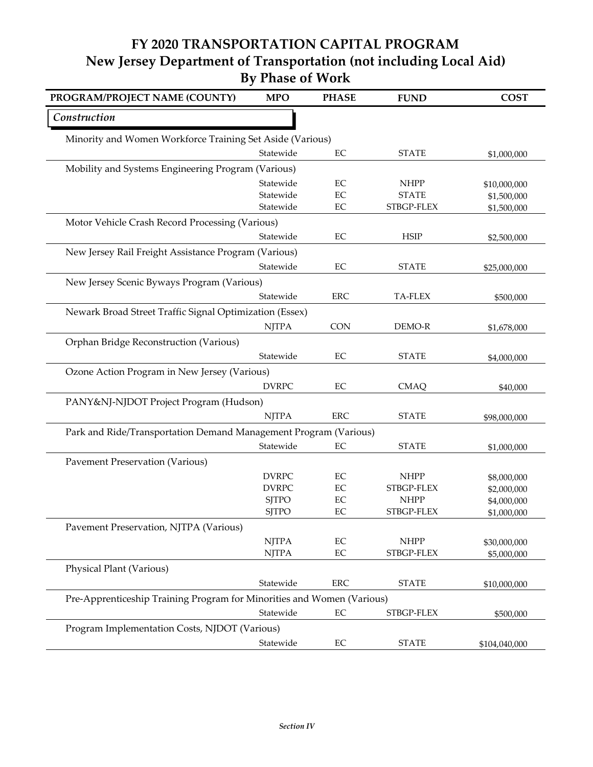# FY 2020 TRANSPORTATION CAPITAL PROGRAM
## New Jersey Department of Transportation (not including Local Aid)
## By Phase of Work

| PROGRAM/PROJECT NAME (COUNTY) | MPO | PHASE | FUND | COST |
|---|---|---|---|---|
| *Construction* | | | | |
| Minority and Women Workforce Training Set Aside (Various) | | | | |
| | Statewide | EC | STATE | $1,000,000 |
| Mobility and Systems Engineering Program (Various) | | | | |
| | Statewide | EC | NHPP | $10,000,000 |
| | Statewide | EC | STATE | $1,500,000 |
| | Statewide | EC | STBGP-FLEX | $1,500,000 |
| Motor Vehicle Crash Record Processing (Various) | | | | |
| | Statewide | EC | HSIP | $2,500,000 |
| New Jersey Rail Freight Assistance Program (Various) | | | | |
| | Statewide | EC | STATE | $25,000,000 |
| New Jersey Scenic Byways Program (Various) | | | | |
| | Statewide | ERC | TA-FLEX | $500,000 |
| Newark Broad Street Traffic Signal Optimization (Essex) | | | | |
| | NJTPA | CON | DEMO-R | $1,678,000 |
| Orphan Bridge Reconstruction (Various) | | | | |
| | Statewide | EC | STATE | $4,000,000 |
| Ozone Action Program in New Jersey (Various) | | | | |
| | DVRPC | EC | CMAQ | $40,000 |
| PANY&NJ-NJDOT Project Program (Hudson) | | | | |
| | NJTPA | ERC | STATE | $98,000,000 |
| Park and Ride/Transportation Demand Management Program (Various) | | | | |
| | Statewide | EC | STATE | $1,000,000 |
| Pavement Preservation (Various) | | | | |
| | DVRPC | EC | NHPP | $8,000,000 |
| | DVRPC | EC | STBGP-FLEX | $2,000,000 |
| | SJTPO | EC | NHPP | $4,000,000 |
| | SJTPO | EC | STBGP-FLEX | $1,000,000 |
| Pavement Preservation, NJTPA (Various) | | | | |
| | NJTPA | EC | NHPP | $30,000,000 |
| | NJTPA | EC | STBGP-FLEX | $5,000,000 |
| Physical Plant (Various) | | | | |
| | Statewide | ERC | STATE | $10,000,000 |
| Pre-Apprenticeship Training Program for Minorities and Women (Various) | | | | |
| | Statewide | EC | STBGP-FLEX | $500,000 |
| Program Implementation Costs, NJDOT (Various) | | | | |
| | Statewide | EC | STATE | $104,040,000 |

*Section IV*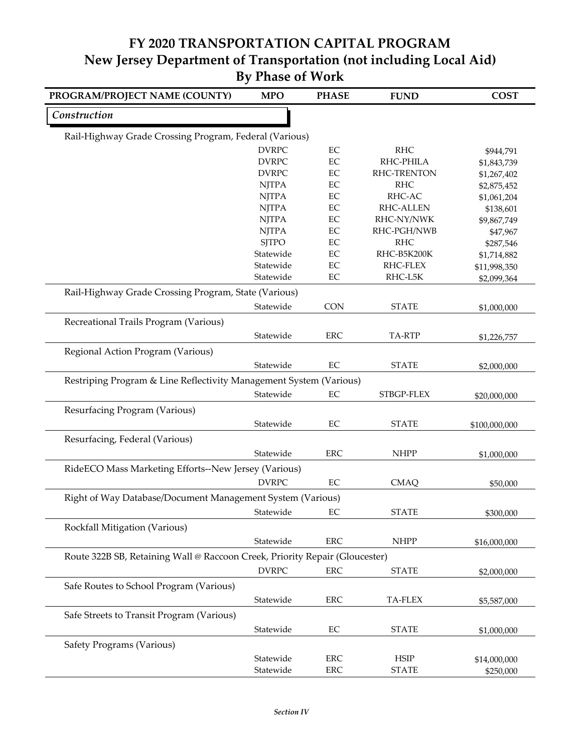# FY 2020 TRANSPORTATION CAPITAL PROGRAM
## New Jersey Department of Transportation (not including Local Aid)
## By Phase of Work

| PROGRAM/PROJECT NAME (COUNTY) | MPO | PHASE | FUND | COST |
|---|---|---|---|---|
| ***Construction*** | | | | |
| Rail-Highway Grade Crossing Program, Federal (Various) | | | | |
| | DVRPC | EC | RHC | $944,791 |
| | DVRPC | EC | RHC-PHILA | $1,843,739 |
| | DVRPC | EC | RHC-TRENTON | $1,267,402 |
| | NJTPA | EC | RHC | $2,875,452 |
| | NJTPA | EC | RHC-AC | $1,061,204 |
| | NJTPA | EC | RHC-ALLEN | $138,601 |
| | NJTPA | EC | RHC-NY/NWK | $9,867,749 |
| | NJTPA | EC | RHC-PGH/NWB | $47,967 |
| | SJTPO | EC | RHC | $287,546 |
| | Statewide | EC | RHC-B5K200K | $1,714,882 |
| | Statewide | EC | RHC-FLEX | $11,998,350 |
| | Statewide | EC | RHC-L5K | $2,099,364 |
| Rail-Highway Grade Crossing Program, State (Various) | | | | |
| | Statewide | CON | STATE | $1,000,000 |
| Recreational Trails Program (Various) | | | | |
| | Statewide | ERC | TA-RTP | $1,226,757 |
| Regional Action Program (Various) | | | | |
| | Statewide | EC | STATE | $2,000,000 |
| Restriping Program & Line Reflectivity Management System (Various) | | | | |
| | Statewide | EC | STBGP-FLEX | $20,000,000 |
| Resurfacing Program (Various) | | | | |
| | Statewide | EC | STATE | $100,000,000 |
| Resurfacing, Federal (Various) | | | | |
| | Statewide | ERC | NHPP | $1,000,000 |
| RideECO Mass Marketing Efforts--New Jersey (Various) | | | | |
| | DVRPC | EC | CMAQ | $50,000 |
| Right of Way Database/Document Management System (Various) | | | | |
| | Statewide | EC | STATE | $300,000 |
| Rockfall Mitigation (Various) | | | | |
| | Statewide | ERC | NHPP | $16,000,000 |
| Route 322B SB, Retaining Wall @ Raccoon Creek, Priority Repair (Gloucester) | | | | |
| | DVRPC | ERC | STATE | $2,000,000 |
| Safe Routes to School Program (Various) | | | | |
| | Statewide | ERC | TA-FLEX | $5,587,000 |
| Safe Streets to Transit Program (Various) | | | | |
| | Statewide | EC | STATE | $1,000,000 |
| Safety Programs (Various) | | | | |
| | Statewide | ERC | HSIP | $14,000,000 |
| | Statewide | ERC | STATE | $250,000 |

*Section IV*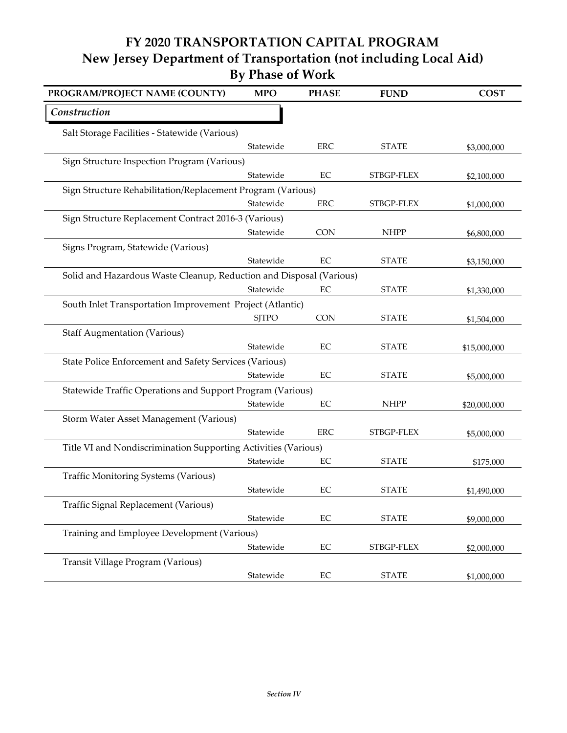# FY 2020 TRANSPORTATION CAPITAL PROGRAM
## New Jersey Department of Transportation (not including Local Aid)
### By Phase of Work

| PROGRAM/PROJECT NAME (COUNTY) | MPO | PHASE | FUND | COST |
|---|---|---|---|---|
| ***Construction*** | | | | |
| Salt Storage Facilities - Statewide (Various) | Statewide | ERC | STATE | $3,000,000 |
| Sign Structure Inspection Program (Various) | Statewide | EC | STBGP-FLEX | $2,100,000 |
| Sign Structure Rehabilitation/Replacement Program (Various) | Statewide | ERC | STBGP-FLEX | $1,000,000 |
| Sign Structure Replacement Contract 2016-3 (Various) | Statewide | CON | NHPP | $6,800,000 |
| Signs Program, Statewide (Various) | Statewide | EC | STATE | $3,150,000 |
| Solid and Hazardous Waste Cleanup, Reduction and Disposal (Various) | Statewide | EC | STATE | $1,330,000 |
| South Inlet Transportation Improvement Project (Atlantic) | SJTPO | CON | STATE | $1,504,000 |
| Staff Augmentation (Various) | Statewide | EC | STATE | $15,000,000 |
| State Police Enforcement and Safety Services (Various) | Statewide | EC | STATE | $5,000,000 |
| Statewide Traffic Operations and Support Program (Various) | Statewide | EC | NHPP | $20,000,000 |
| Storm Water Asset Management (Various) | Statewide | ERC | STBGP-FLEX | $5,000,000 |
| Title VI and Nondiscrimination Supporting Activities (Various) | Statewide | EC | STATE | $175,000 |
| Traffic Monitoring Systems (Various) | Statewide | EC | STATE | $1,490,000 |
| Traffic Signal Replacement (Various) | Statewide | EC | STATE | $9,000,000 |
| Training and Employee Development (Various) | Statewide | EC | STBGP-FLEX | $2,000,000 |
| Transit Village Program (Various) | Statewide | EC | STATE | $1,000,000 |

*Section IV*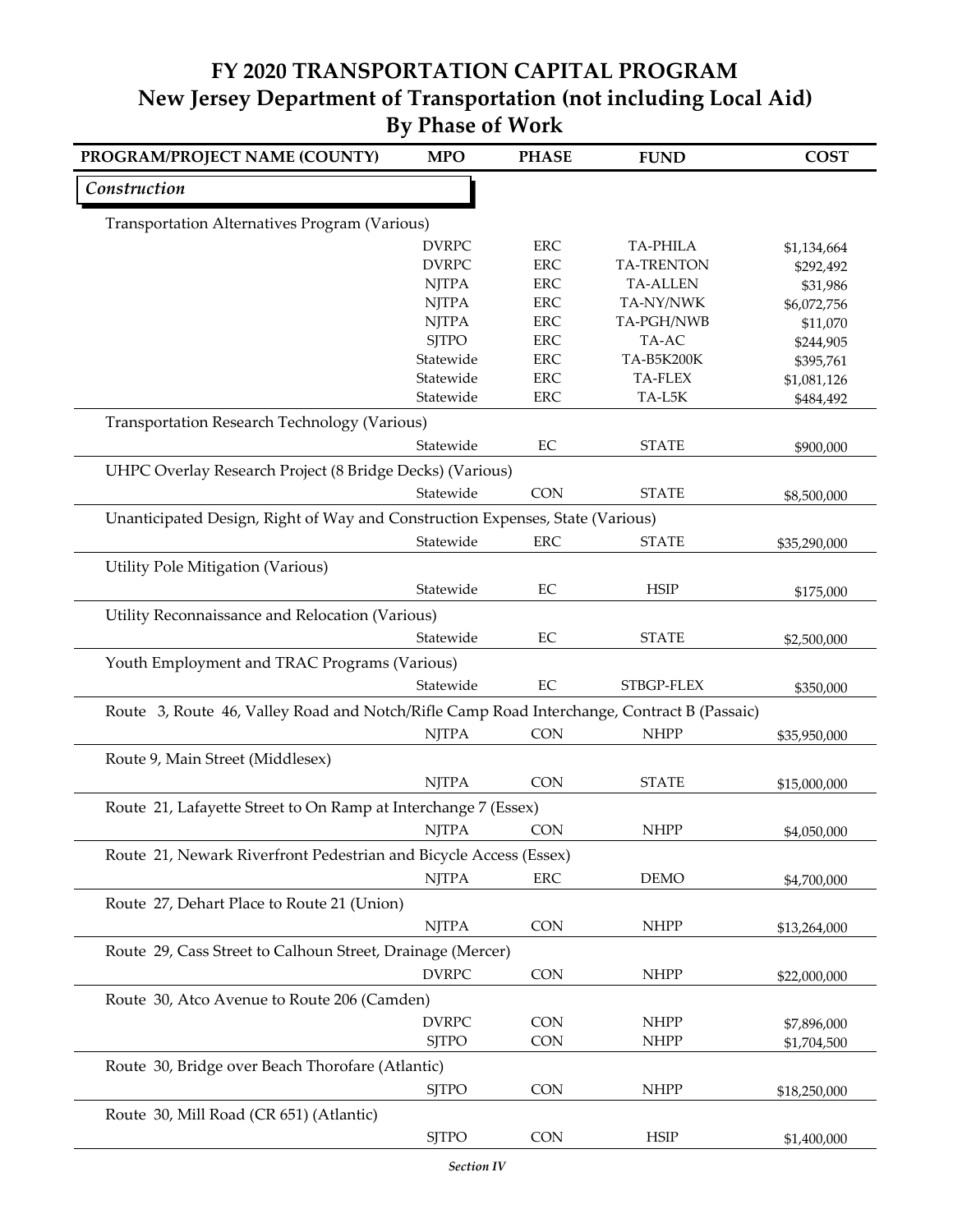# FY 2020 TRANSPORTATION CAPITAL PROGRAM
## New Jersey Department of Transportation (not including Local Aid)
## By Phase of Work

| PROGRAM/PROJECT NAME (COUNTY) | MPO | PHASE | FUND | COST |
|---|---|---|---|---|
| *Construction* | | | | |
| Transportation Alternatives Program (Various) | | | | |
| | DVRPC | ERC | TA-PHILA | $1,134,664 |
| | DVRPC | ERC | TA-TRENTON | $292,492 |
| | NJTPA | ERC | TA-ALLEN | $31,986 |
| | NJTPA | ERC | TA-NY/NWK | $6,072,756 |
| | NJTPA | ERC | TA-PGH/NWB | $11,070 |
| | SJTPO | ERC | TA-AC | $244,905 |
| | Statewide | ERC | TA-B5K200K | $395,761 |
| | Statewide | ERC | TA-FLEX | $1,081,126 |
| | Statewide | ERC | TA-L5K | $484,492 |
| Transportation Research Technology (Various) | | | | |
| | Statewide | EC | STATE | $900,000 |
| UHPC Overlay Research Project (8 Bridge Decks) (Various) | | | | |
| | Statewide | CON | STATE | $8,500,000 |
| Unanticipated Design, Right of Way and Construction Expenses, State (Various) | | | | |
| | Statewide | ERC | STATE | $35,290,000 |
| Utility Pole Mitigation (Various) | | | | |
| | Statewide | EC | HSIP | $175,000 |
| Utility Reconnaissance and Relocation (Various) | | | | |
| | Statewide | EC | STATE | $2,500,000 |
| Youth Employment and TRAC Programs (Various) | | | | |
| | Statewide | EC | STBGP-FLEX | $350,000 |
| Route 3, Route 46, Valley Road and Notch/Rifle Camp Road Interchange, Contract B (Passaic) | | | | |
| | NJTPA | CON | NHPP | $35,950,000 |
| Route 9, Main Street (Middlesex) | | | | |
| | NJTPA | CON | STATE | $15,000,000 |
| Route 21, Lafayette Street to On Ramp at Interchange 7 (Essex) | | | | |
| | NJTPA | CON | NHPP | $4,050,000 |
| Route 21, Newark Riverfront Pedestrian and Bicycle Access (Essex) | | | | |
| | NJTPA | ERC | DEMO | $4,700,000 |
| Route 27, Dehart Place to Route 21 (Union) | | | | |
| | NJTPA | CON | NHPP | $13,264,000 |
| Route 29, Cass Street to Calhoun Street, Drainage (Mercer) | | | | |
| | DVRPC | CON | NHPP | $22,000,000 |
| Route 30, Atco Avenue to Route 206 (Camden) | | | | |
| | DVRPC | CON | NHPP | $7,896,000 |
| | SJTPO | CON | NHPP | $1,704,500 |
| Route 30, Bridge over Beach Thorofare (Atlantic) | | | | |
| | SJTPO | CON | NHPP | $18,250,000 |
| Route 30, Mill Road (CR 651) (Atlantic) | | | | |
| | SJTPO | CON | HSIP | $1,400,000 |

*Section IV*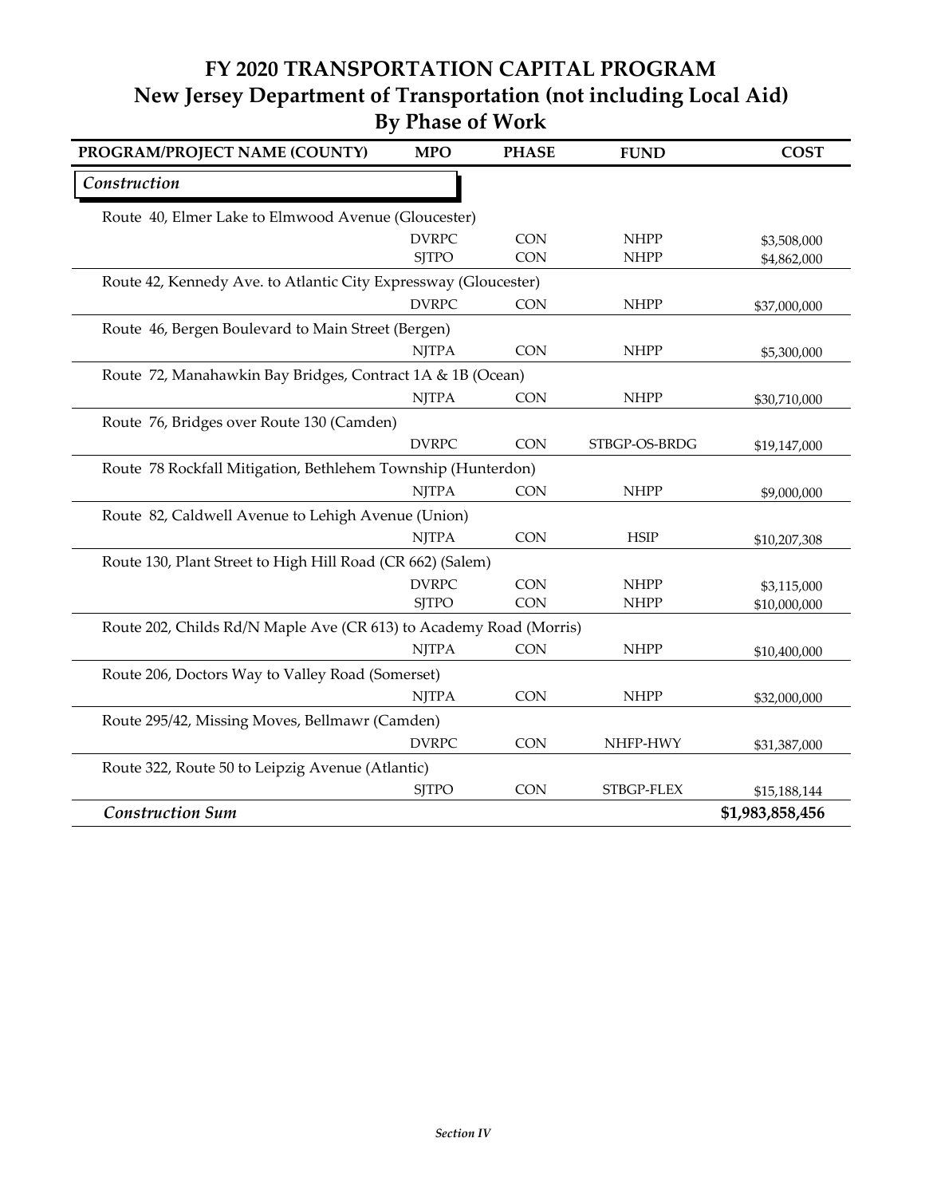# FY 2020 TRANSPORTATION CAPITAL PROGRAM
## New Jersey Department of Transportation (not including Local Aid)
### By Phase of Work

| PROGRAM/PROJECT NAME (COUNTY) | MPO | PHASE | FUND | COST |
|---|---|---|---|---|
| ***Construction*** | | | | |
| Route 40, Elmer Lake to Elmwood Avenue (Gloucester) | | | | |
| | DVRPC | CON | NHPP | $3,508,000 |
| | SJTPO | CON | NHPP | $4,862,000 |
| Route 42, Kennedy Ave. to Atlantic City Expressway (Gloucester) | | | | |
| | DVRPC | CON | NHPP | $37,000,000 |
| Route 46, Bergen Boulevard to Main Street (Bergen) | | | | |
| | NJTPA | CON | NHPP | $5,300,000 |
| Route 72, Manahawkin Bay Bridges, Contract 1A & 1B (Ocean) | | | | |
| | NJTPA | CON | NHPP | $30,710,000 |
| Route 76, Bridges over Route 130 (Camden) | | | | |
| | DVRPC | CON | STBGP-OS-BRDG | $19,147,000 |
| Route 78 Rockfall Mitigation, Bethlehem Township (Hunterdon) | | | | |
| | NJTPA | CON | NHPP | $9,000,000 |
| Route 82, Caldwell Avenue to Lehigh Avenue (Union) | | | | |
| | NJTPA | CON | HSIP | $10,207,308 |
| Route 130, Plant Street to High Hill Road (CR 662) (Salem) | | | | |
| | DVRPC | CON | NHPP | $3,115,000 |
| | SJTPO | CON | NHPP | $10,000,000 |
| Route 202, Childs Rd/N Maple Ave (CR 613) to Academy Road (Morris) | | | | |
| | NJTPA | CON | NHPP | $10,400,000 |
| Route 206, Doctors Way to Valley Road (Somerset) | | | | |
| | NJTPA | CON | NHPP | $32,000,000 |
| Route 295/42, Missing Moves, Bellmawr (Camden) | | | | |
| | DVRPC | CON | NHFP-HWY | $31,387,000 |
| Route 322, Route 50 to Leipzig Avenue (Atlantic) | | | | |
| | SJTPO | CON | STBGP-FLEX | $15,188,144 |
| ***Construction Sum*** | | | | **$1,983,858,456** |